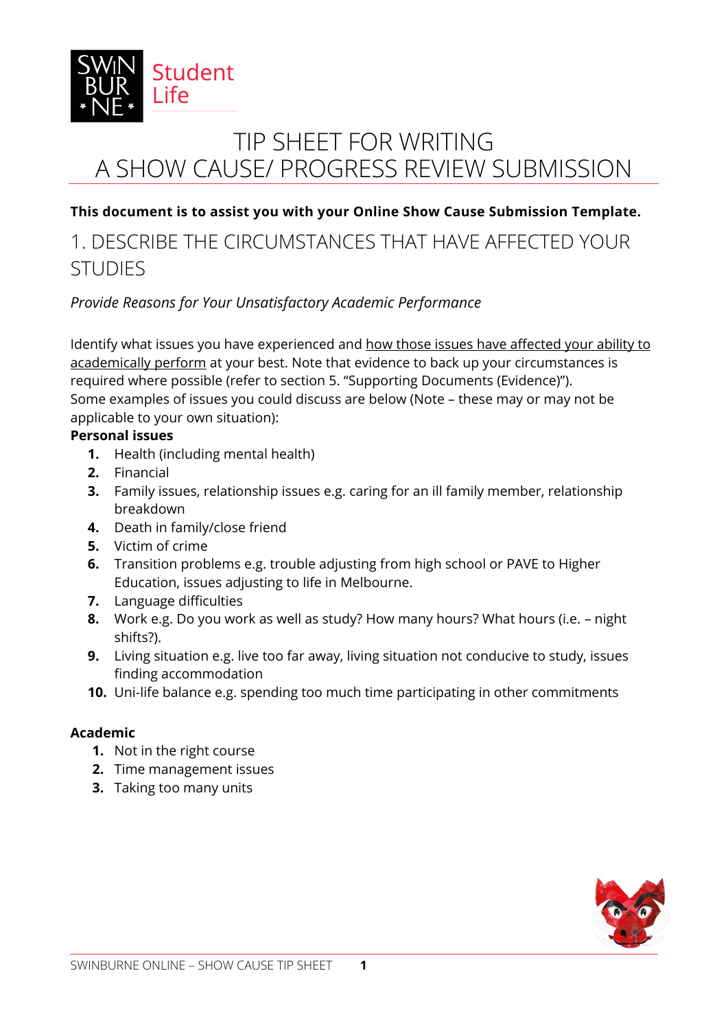# TIP SHEET FOR WRITING A SHOW CAUSE/ PROGRESS REVIEW SUBMISSION

**This document is to assist you with your Online Show Cause Submission Template.**

## 1. DESCRIBE THE CIRCUMSTANCES THAT HAVE AFFECTED YOUR STUDIES

*Provide Reasons for Your Unsatisfactory Academic Performance*

Identify what issues you have experienced and how those issues have affected your ability to academically perform at your best. Note that evidence to back up your circumstances is required where possible (refer to section 5. "Supporting Documents (Evidence)").
Some examples of issues you could discuss are below (Note – these may or may not be applicable to your own situation):

**Personal issues**

1. Health (including mental health)
2. Financial
3. Family issues, relationship issues e.g. caring for an ill family member, relationship breakdown
4. Death in family/close friend
5. Victim of crime
6. Transition problems e.g. trouble adjusting from high school or PAVE to Higher Education, issues adjusting to life in Melbourne.
7. Language difficulties
8. Work e.g. Do you work as well as study? How many hours? What hours (i.e. – night shifts?).
9. Living situation e.g. live too far away, living situation not conducive to study, issues finding accommodation
10. Uni-life balance e.g. spending too much time participating in other commitments

**Academic**

1. Not in the right course
2. Time management issues
3. Taking too many units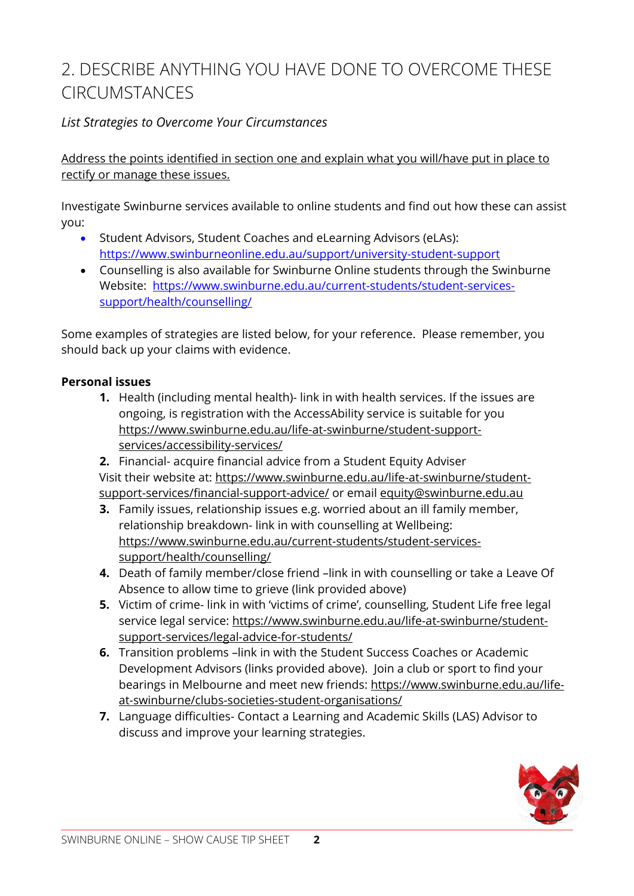## 2. DESCRIBE ANYTHING YOU HAVE DONE TO OVERCOME THESE CIRCUMSTANCES

*List Strategies to Overcome Your Circumstances*

Address the points identified in section one and explain what you will/have put in place to rectify or manage these issues.

Investigate Swinburne services available to online students and find out how these can assist you:

- Student Advisors, Student Coaches and eLearning Advisors (eLAs): https://www.swinburneonline.edu.au/support/university-student-support
- Counselling is also available for Swinburne Online students through the Swinburne Website: https://www.swinburne.edu.au/current-students/student-services-support/health/counselling/

Some examples of strategies are listed below, for your reference. Please remember, you should back up your claims with evidence.

**Personal issues**

1. Health (including mental health)- link in with health services. If the issues are ongoing, is registration with the AccessAbility service is suitable for you https://www.swinburne.edu.au/life-at-swinburne/student-support-services/accessibility-services/
2. Financial- acquire financial advice from a Student Equity Adviser
Visit their website at: https://www.swinburne.edu.au/life-at-swinburne/student-support-services/financial-support-advice/ or email equity@swinburne.edu.au
3. Family issues, relationship issues e.g. worried about an ill family member, relationship breakdown- link in with counselling at Wellbeing: https://www.swinburne.edu.au/current-students/student-services-support/health/counselling/
4. Death of family member/close friend –link in with counselling or take a Leave Of Absence to allow time to grieve (link provided above)
5. Victim of crime- link in with 'victims of crime', counselling, Student Life free legal service legal service: https://www.swinburne.edu.au/life-at-swinburne/student-support-services/legal-advice-for-students/
6. Transition problems –link in with the Student Success Coaches or Academic Development Advisors (links provided above). Join a club or sport to find your bearings in Melbourne and meet new friends: https://www.swinburne.edu.au/life-at-swinburne/clubs-societies-student-organisations/
7. Language difficulties- Contact a Learning and Academic Skills (LAS) Advisor to discuss and improve your learning strategies.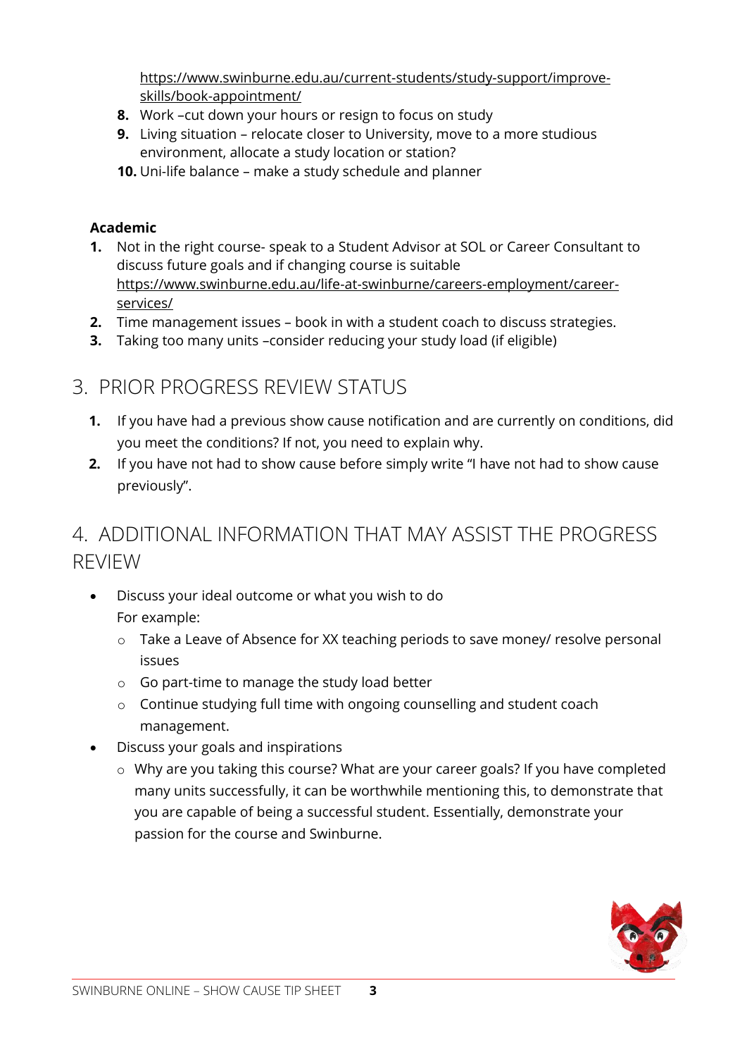https://www.swinburne.edu.au/current-students/study-support/improve-skills/book-appointment/

8. Work –cut down your hours or resign to focus on study
9. Living situation – relocate closer to University, move to a more studious environment, allocate a study location or station?
10. Uni-life balance – make a study schedule and planner

**Academic**

1. Not in the right course- speak to a Student Advisor at SOL or Career Consultant to discuss future goals and if changing course is suitable https://www.swinburne.edu.au/life-at-swinburne/careers-employment/career-services/
2. Time management issues – book in with a student coach to discuss strategies.
3. Taking too many units –consider reducing your study load (if eligible)

## 3. PRIOR PROGRESS REVIEW STATUS

1. If you have had a previous show cause notification and are currently on conditions, did you meet the conditions? If not, you need to explain why.
2. If you have not had to show cause before simply write "I have not had to show cause previously".

## 4. ADDITIONAL INFORMATION THAT MAY ASSIST THE PROGRESS REVIEW

- Discuss your ideal outcome or what you wish to do
  For example:
  - Take a Leave of Absence for XX teaching periods to save money/ resolve personal issues
  - Go part-time to manage the study load better
  - Continue studying full time with ongoing counselling and student coach management.
- Discuss your goals and inspirations
  - Why are you taking this course? What are your career goals? If you have completed many units successfully, it can be worthwhile mentioning this, to demonstrate that you are capable of being a successful student. Essentially, demonstrate your passion for the course and Swinburne.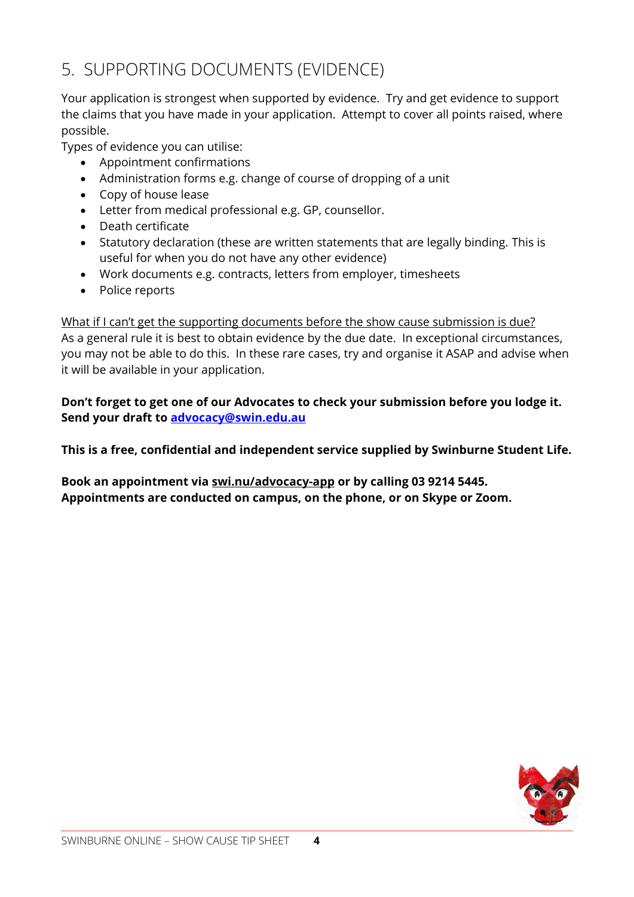## 5. SUPPORTING DOCUMENTS (EVIDENCE)

Your application is strongest when supported by evidence. Try and get evidence to support the claims that you have made in your application. Attempt to cover all points raised, where possible.

Types of evidence you can utilise:

- Appointment confirmations
- Administration forms e.g. change of course of dropping of a unit
- Copy of house lease
- Letter from medical professional e.g. GP, counsellor.
- Death certificate
- Statutory declaration (these are written statements that are legally binding. This is useful for when you do not have any other evidence)
- Work documents e.g. contracts, letters from employer, timesheets
- Police reports

What if I can't get the supporting documents before the show cause submission is due?

As a general rule it is best to obtain evidence by the due date. In exceptional circumstances, you may not be able to do this. In these rare cases, try and organise it ASAP and advise when it will be available in your application.

**Don't forget to get one of our Advocates to check your submission before you lodge it. Send your draft to advocacy@swin.edu.au**

**This is a free, confidential and independent service supplied by Swinburne Student Life.**

**Book an appointment via swi.nu/advocacy-app or by calling 03 9214 5445. Appointments are conducted on campus, on the phone, or on Skype or Zoom.**